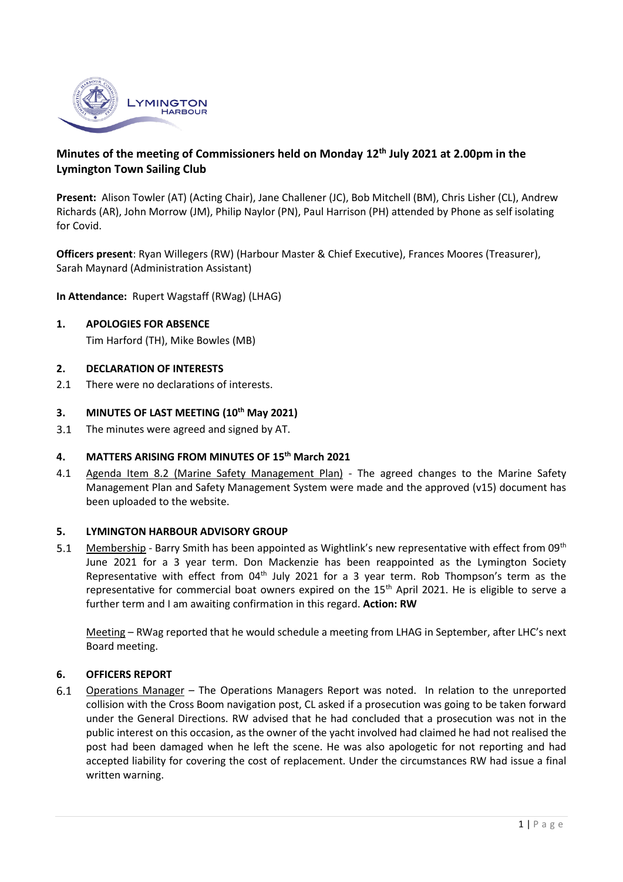## Minutes of the meeting of Commissioners held on Monday 12th July 2021 at 2.00pm in the Lymington Town Sailing Club

**Present:** Alison Towler (AT) (Acting Chair), Jane Challener (JC), Bob Mitchell (BM), Chris Lisher (CL), Andrew Richards (AR), John Morrow (JM), Philip Naylor (PN), Paul Harrison (PH) attended by Phone as self isolating for Covid.

**Officers present**: Ryan Willegers (RW) (Harbour Master & Chief Executive), Frances Moores (Treasurer), Sarah Maynard (Administration Assistant)

**In Attendance:** Rupert Wagstaff (RWag) (LHAG)

**1. APOLOGIES FOR ABSENCE**

Tim Harford (TH), Mike Bowles (MB)

**2. DECLARATION OF INTERESTS**

2.1 There were no declarations of interests.

**3. MINUTES OF LAST MEETING (10th May 2021)**

3.1 The minutes were agreed and signed by AT.

**4. MATTERS ARISING FROM MINUTES OF 15th March 2021**

4.1 Agenda Item 8.2 (Marine Safety Management Plan) - The agreed changes to the Marine Safety Management Plan and Safety Management System were made and the approved (v15) document has been uploaded to the website.

**5. LYMINGTON HARBOUR ADVISORY GROUP**

5.1 Membership - Barry Smith has been appointed as Wightlink's new representative with effect from 09th June 2021 for a 3 year term. Don Mackenzie has been reappointed as the Lymington Society Representative with effect from 04th July 2021 for a 3 year term. Rob Thompson's term as the representative for commercial boat owners expired on the 15th April 2021. He is eligible to serve a further term and I am awaiting confirmation in this regard. **Action: RW**

Meeting – RWag reported that he would schedule a meeting from LHAG in September, after LHC's next Board meeting.

**6. OFFICERS REPORT**

6.1 Operations Manager – The Operations Managers Report was noted. In relation to the unreported collision with the Cross Boom navigation post, CL asked if a prosecution was going to be taken forward under the General Directions. RW advised that he had concluded that a prosecution was not in the public interest on this occasion, as the owner of the yacht involved had claimed he had not realised the post had been damaged when he left the scene. He was also apologetic for not reporting and had accepted liability for covering the cost of replacement. Under the circumstances RW had issue a final written warning.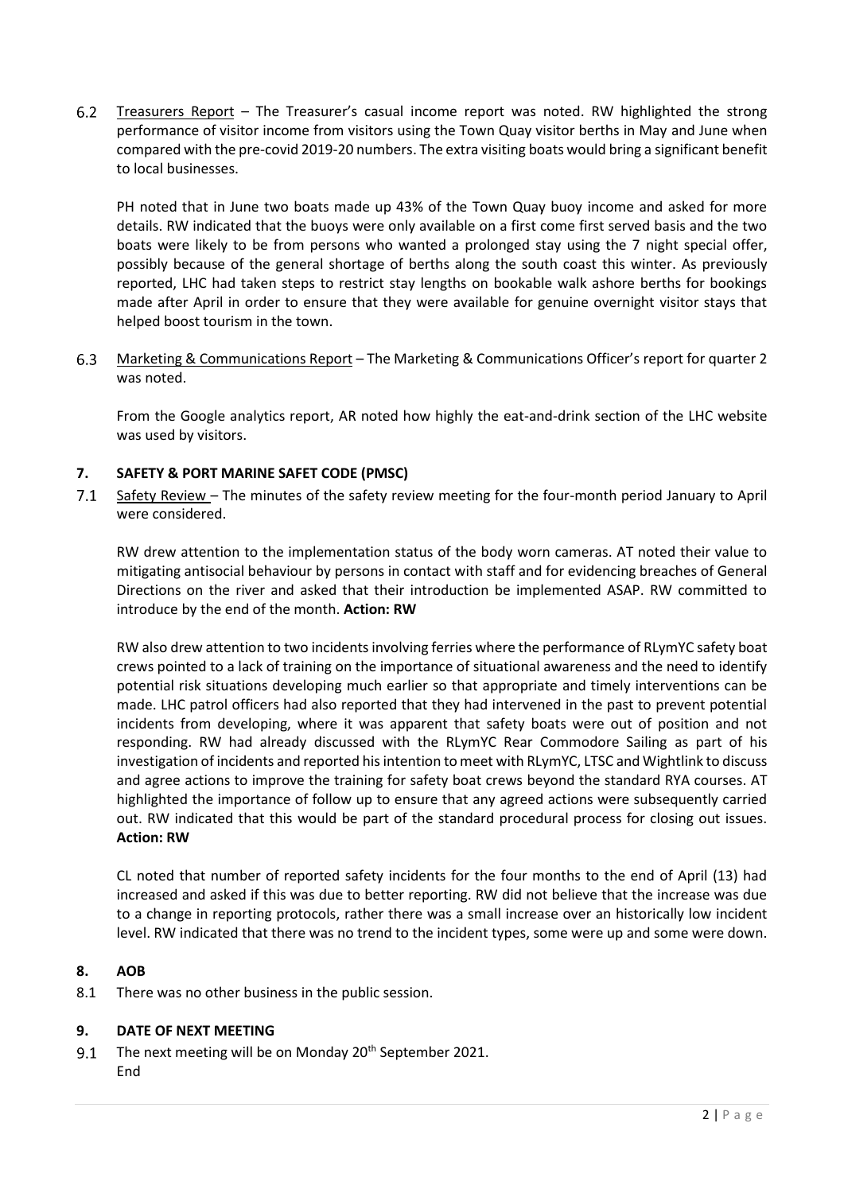6.2 Treasurers Report – The Treasurer's casual income report was noted. RW highlighted the strong performance of visitor income from visitors using the Town Quay visitor berths in May and June when compared with the pre-covid 2019-20 numbers. The extra visiting boats would bring a significant benefit to local businesses.

PH noted that in June two boats made up 43% of the Town Quay buoy income and asked for more details. RW indicated that the buoys were only available on a first come first served basis and the two boats were likely to be from persons who wanted a prolonged stay using the 7 night special offer, possibly because of the general shortage of berths along the south coast this winter. As previously reported, LHC had taken steps to restrict stay lengths on bookable walk ashore berths for bookings made after April in order to ensure that they were available for genuine overnight visitor stays that helped boost tourism in the town.

6.3 Marketing & Communications Report – The Marketing & Communications Officer's report for quarter 2 was noted.

From the Google analytics report, AR noted how highly the eat-and-drink section of the LHC website was used by visitors.

## 7. SAFETY & PORT MARINE SAFET CODE (PMSC)

7.1 Safety Review – The minutes of the safety review meeting for the four-month period January to April were considered.

RW drew attention to the implementation status of the body worn cameras. AT noted their value to mitigating antisocial behaviour by persons in contact with staff and for evidencing breaches of General Directions on the river and asked that their introduction be implemented ASAP. RW committed to introduce by the end of the month. **Action: RW**

RW also drew attention to two incidents involving ferries where the performance of RLymYC safety boat crews pointed to a lack of training on the importance of situational awareness and the need to identify potential risk situations developing much earlier so that appropriate and timely interventions can be made. LHC patrol officers had also reported that they had intervened in the past to prevent potential incidents from developing, where it was apparent that safety boats were out of position and not responding. RW had already discussed with the RLymYC Rear Commodore Sailing as part of his investigation of incidents and reported his intention to meet with RLymYC, LTSC and Wightlink to discuss and agree actions to improve the training for safety boat crews beyond the standard RYA courses. AT highlighted the importance of follow up to ensure that any agreed actions were subsequently carried out. RW indicated that this would be part of the standard procedural process for closing out issues. **Action: RW**

CL noted that number of reported safety incidents for the four months to the end of April (13) had increased and asked if this was due to better reporting. RW did not believe that the increase was due to a change in reporting protocols, rather there was a small increase over an historically low incident level. RW indicated that there was no trend to the incident types, some were up and some were down.

## 8. AOB

8.1 There was no other business in the public session.

## 9. DATE OF NEXT MEETING

9.1 The next meeting will be on Monday 20th September 2021.

End